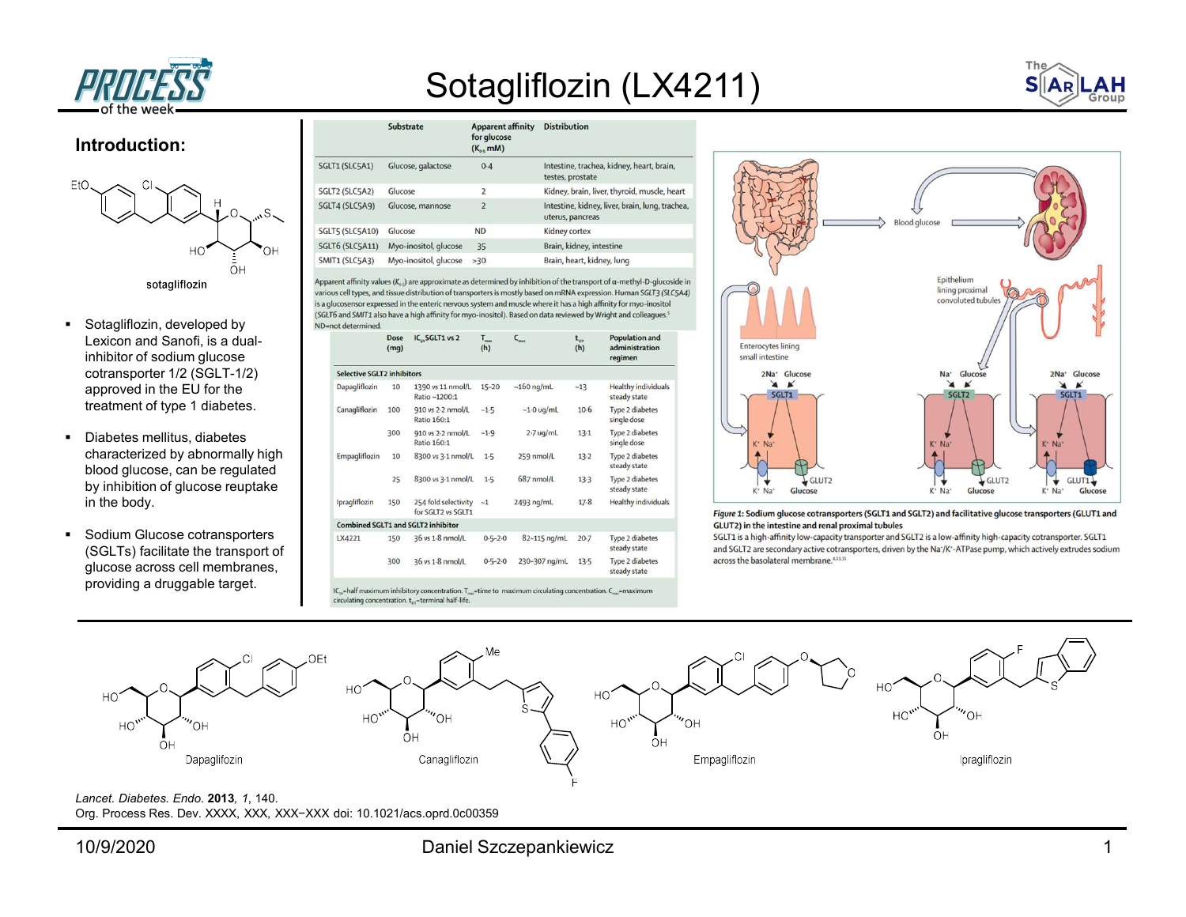# Sotagliflozin (LX4211)

## Introduction:

sotagliflozin

- Sotagliflozin, developed by Lexicon and Sanofi, is a dual-inhibitor of sodium glucose cotransporter 1/2 (SGLT-1/2) approved in the EU for the treatment of type 1 diabetes.
- Diabetes mellitus, diabetes characterized by abnormally high blood glucose, can be regulated by inhibition of glucose reuptake in the body.
- Sodium Glucose cotransporters (SGLTs) facilitate the transport of glucose across cell membranes, providing a druggable target.

| | Substrate | Apparent affinity for glucose ($K_{0.5}$ mM) | Distribution |
|---|---|---|---|
| SGLT1 (SLC5A1) | Glucose, galactose | 0·4 | Intestine, trachea, kidney, heart, brain, testes, prostate |
| SGLT2 (SLC5A2) | Glucose | 2 | Kidney, brain, liver, thyroid, muscle, heart |
| SGLT4 (SLC5A9) | Glucose, mannose | 2 | Intestine, kidney, liver, brain, lung, trachea, uterus, pancreas |
| SGLT5 (SLC5A10) | Glucose | ND | Kidney cortex |
| SGLT6 (SLC5A11) | Myo-inositol, glucose | 35 | Brain, kidney, intestine |
| SMIT1 (SLC5A3) | Myo-inositol, glucose | >30 | Brain, heart, kidney, lung |

Apparent affinity values ($K_{0.5}$) are approximate as determined by inhibition of the transport of α-methyl-D-glucoside in various cell types, and tissue distribution of transporters is mostly based on mRNA expression. Human SGLT3 (*SLC5A4*) is a glucosensor expressed in the enteric nervous system and muscle where it has a high affinity for myo-inositol (*SGLT6* and *SMIT1* also have a high affinity for myo-inositol). Based on data reviewed by Wright and colleagues.[5] ND=not determined.

| | Dose (mg) | $IC_{50}$ SGLT1 vs 2 | $T_{max}$ (h) | $C_{max}$ | $t_{1/2}$ (h) | Population and administration regimen |
|---|---|---|---|---|---|---|
| **Selective SGLT2 inhibitors** | | | | | | |
| Dapagliflozin | 10 | 1390 vs 1·1 nmol/L Ratio ~1200:1 | 1·5–2·0 | ~160 ng/mL | ~13 | Healthy individuals steady state |
| Canagliflozin | 100 | 910 vs 2·2 nmol/L Ratio 160:1 | ~1·5 | ~1·0 ug/mL | 10·6 | Type 2 diabetes single dose |
| | 300 | 910 vs 2·2 nmol/L Ratio 160:1 | ~1·9 | 2·7 ug/mL | 13·1 | Type 2 diabetes single dose |
| Empagliflozin | 10 | 8300 vs 3·1 nmol/L | 1·5 | 259 nmol/L | 13·2 | Type 2 diabetes steady state |
| | 25 | 8300 vs 3·1 nmol/L | 1·5 | 687 nmol/L | 13·3 | Type 2 diabetes steady state |
| Ipragliflozin | 150 | 254 fold selectivity for SGLT2 vs SGLT1 | ~1 | 2493 ng/mL | 17·8 | Healthy individuals |
| **Combined SGLT1 and SGLT2 inhibitor** | | | | | | |
| LX4221 | 150 | 36 vs 1·8 nmol/L | 0·5–2·0 | 82–115 ng/mL | 20·7 | Type 2 diabetes steady state |
| | 300 | 36 vs 1·8 nmol/L | 0·5–2·0 | 230–307 ng/mL | 13·5 | Type 2 diabetes steady state |

$IC_{50}$=half maximum inhibitory concentration. $T_{max}$=time to maximum circulating concentration. $C_{max}$=maximum circulating concentration. $t_{1/2}$=terminal half-life.

Blood glucose

Enterocytes lining small intestine

Epithelium lining proximal convoluted tubules

2Na⁺ Glucose — SGLT1 — K⁺ Na⁺ — GLUT2 — Glucose

Na⁺ Glucose — SGLT2 — K⁺ Na⁺ — GLUT2 — Glucose

2Na⁺ Glucose — SGLT1 — K⁺ Na⁺ — GLUT1 — Glucose

*Figure 1:* **Sodium glucose cotransporters (SGLT1 and SGLT2) and facilitative glucose transporters (GLUT1 and GLUT2) in the intestine and renal proximal tubules**

SGLT1 is a high-affinity low-capacity transporter and SGLT2 is a low-affinity high-capacity cotransporter. SGLT1 and SGLT2 are secondary active cotransporters, driven by the Na⁺/K⁺-ATPase pump, which actively extrudes sodium across the basolateral membrane.[4,13,31]

Dapaglifozin — Canagliflozin — Empagliflozin — Ipragliflozin

*Lancet. Diabetes. Endo.* **2013**, *1*, 140.

Org. Process Res. Dev. XXXX, XXX, XXX−XXX doi: 10.1021/acs.oprd.0c00359

10/9/2020 — Daniel Szczepankiewicz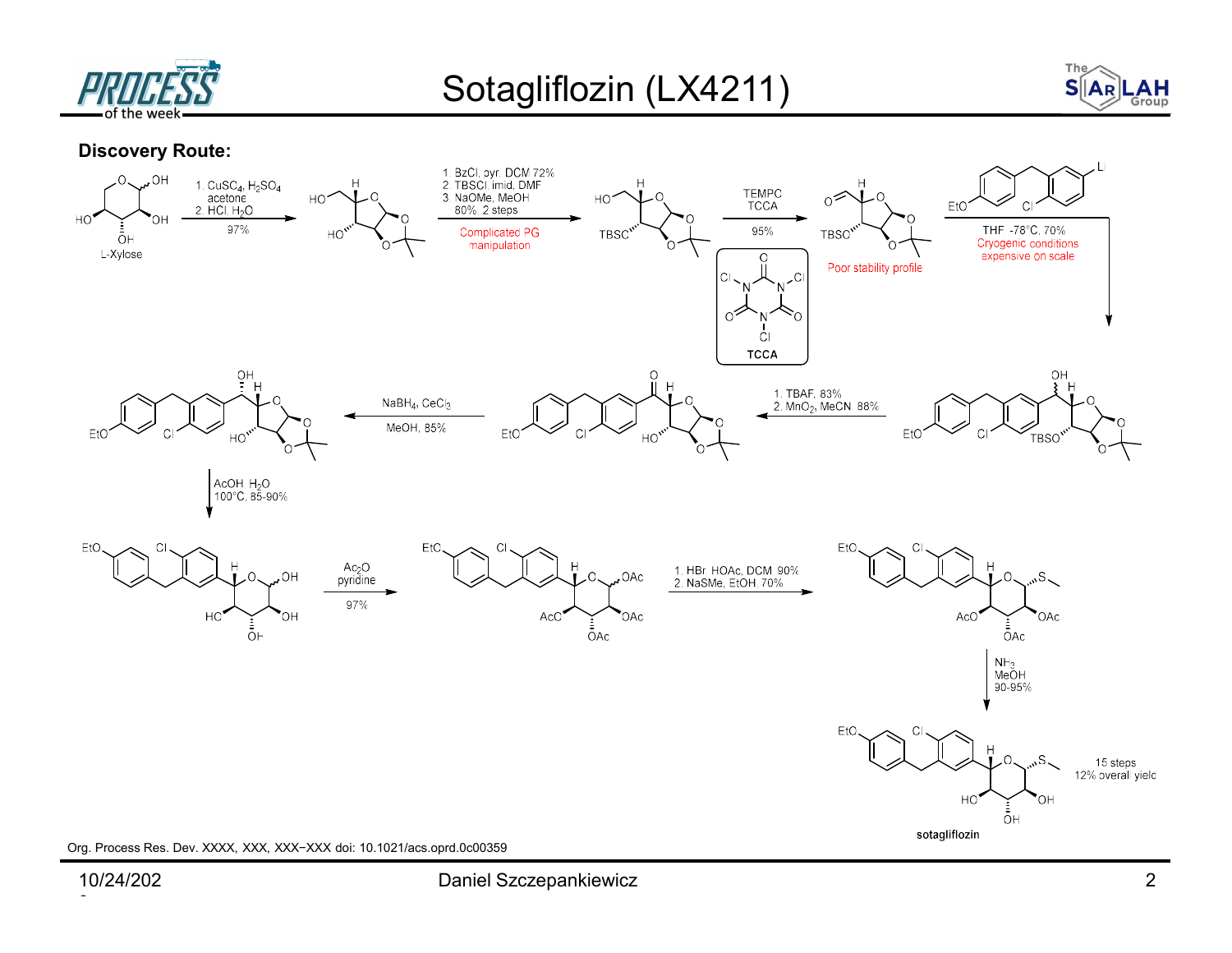# Sotagliflozin (LX4211)

## Discovery Route:

L-Xylose

1. $CuSO_4$, $H_2SO_4$ acetone
2. HCl, $H_2O$

97%

1. BzCl, pyr, DCM 72%
2. TBSCl, imid, DMF
3. NaOMe, MeOH

80%, 2 steps

Complicated PG manipulation

TEMPO
TCCA

95%

TCCA

Poor stability profile

THF, -78°C, 70%

Cryogenic conditions expensive on scale

1. TBAF, 83%
2. $MnO_2$, MeCN, 88%

$NaBH_4$, $CeCl_3$

MeOH, 85%

AcOH, $H_2O$
100°C, 85-90%

$Ac_2O$
pyridine

97%

1. HBr, HOAc, DCM, 90%
2. NaSMe, EtOH, 70%

$NH_3$
MeOH
90-95%

sotagliflozin

15 steps
12% overall yield

Org. Process Res. Dev. XXXX, XXX, XXX−XXX doi: 10.1021/acs.oprd.0c00359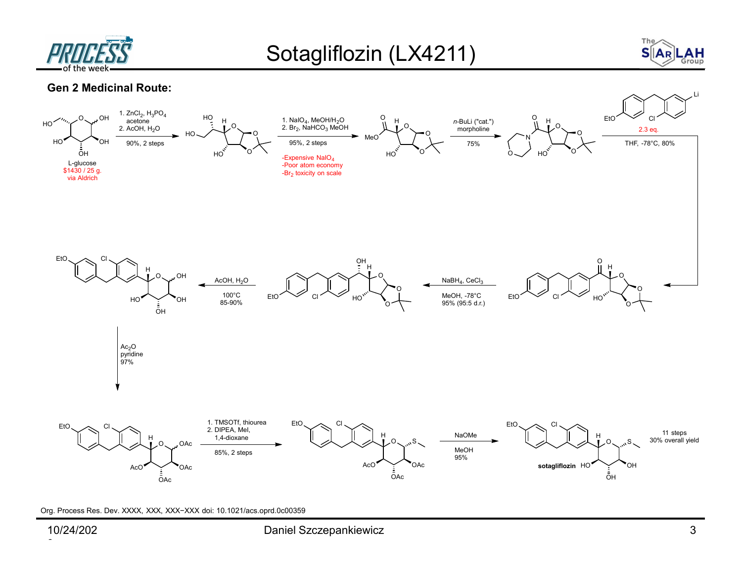# Sotagliflozin (LX4211)

**Gen 2 Medicinal Route:**

L-glucose
$1430 / 25 g.
via Aldrich

1. $ZnCl_2$, $H_3PO_4$
acetone
2. AcOH, $H_2O$
90%, 2 steps

1. $NaIO_4$, MeOH/$H_2O$
2. $Br_2$, $NaHCO_3$ MeOH
95%, 2 steps

-Expensive $NaIO_4$
-Poor atom economy
-$Br_2$ toxicity on scale

*n*-BuLi ("cat.")
morpholine
75%

2.3 eq.
THF, -78°C, 80%

$NaBH_4$, $CeCl_3$
MeOH, -78°C
95% (95:5 d.r.)

AcOH, $H_2O$
100°C
85-90%

$Ac_2O$
pyridine
97%

1. TMSOTf, thiourea
2. DIPEA, MeI,
1,4-dioxane
85%, 2 steps

NaOMe
MeOH
95%

**sotagliflozin**

11 steps
30% overall yield

Org. Process Res. Dev. XXXX, XXX, XXX−XXX doi: 10.1021/acs.oprd.0c00359

10/24/202

Daniel Szczepankiewicz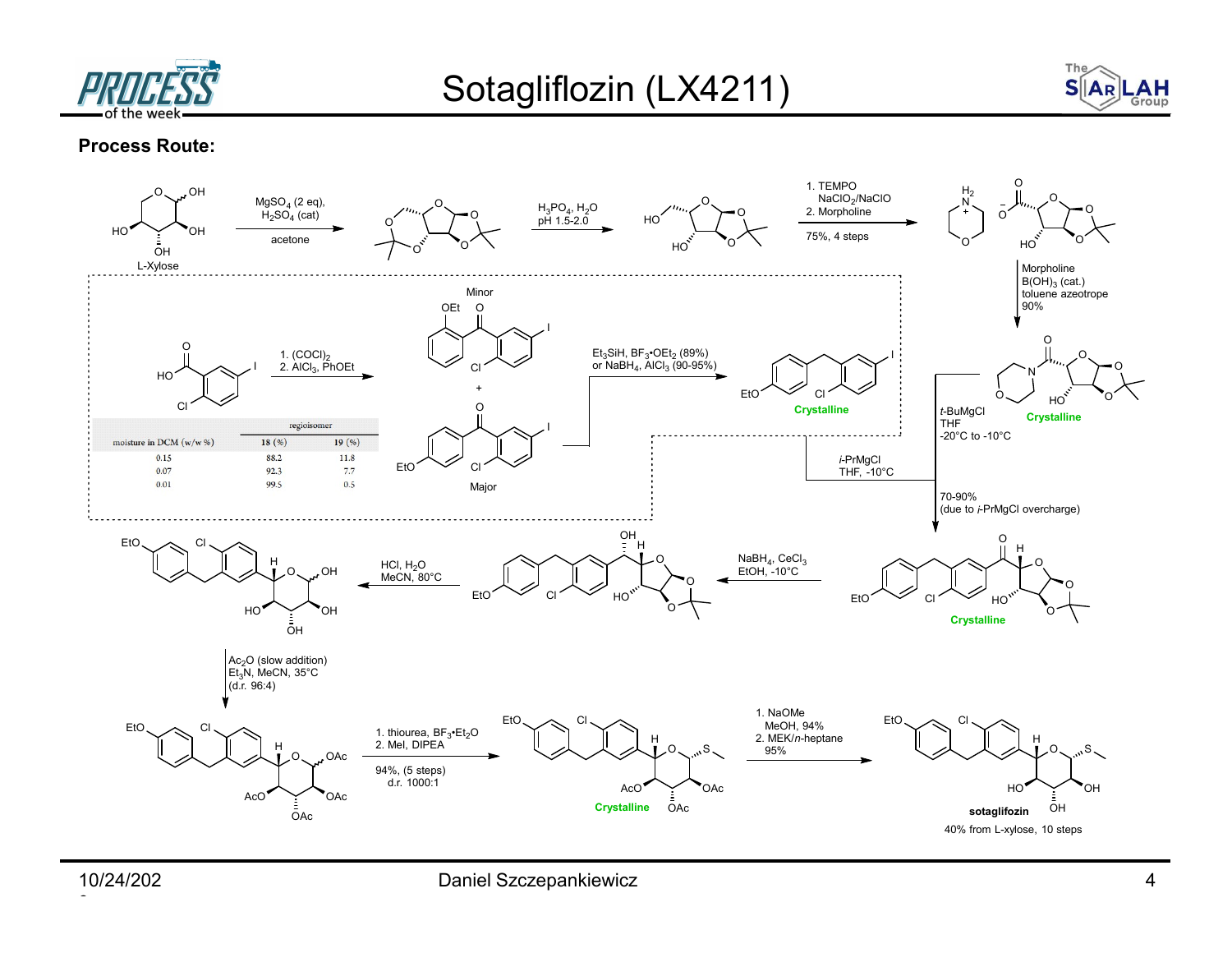## Process Route:

L-Xylose

MgSO$_4$ (2 eq), $H_2SO_4$ (cat)

acetone

$H_3PO_4$, $H_2O$
pH 1.5-2.0

1. TEMPO
NaClO$_2$/NaClO
2. Morpholine

75%, 4 steps

Morpholine
B(OH)$_3$ (cat.)
toluene azeotrope
90%

Crystalline

1. (COCl)$_2$
2. AlCl$_3$, PhOEt

Minor

Major

| | regioisomer | |
|---|---|---|
| moisture in DCM (w/w %) | 18 (%) | 19 (%) |
| 0.15 | 88.2 | 11.8 |
| 0.07 | 92.3 | 7.7 |
| 0.01 | 99.5 | 0.5 |

Et$_3$SiH, BF$_3$•OEt$_2$ (89%)
or NaBH$_4$, AlCl$_3$ (90-95%)

Crystalline

*i*-PrMgCl
THF, -10°C

*t*-BuMgCl
THF
-20°C to -10°C

70-90%
(due to *i*-PrMgCl overcharge)

Crystalline

NaBH$_4$, CeCl$_3$
EtOH, -10°C

HCl, $H_2O$
MeCN, 80°C

Ac$_2$O (slow addition)
Et$_3$N, MeCN, 35°C
(d.r. 96:4)

1. thiourea, BF$_3$•Et$_2$O
2. MeI, DIPEA

94%, (5 steps)
d.r. 1000:1

Crystalline

1. NaOMe
MeOH, 94%
2. MEK/*n*-heptane
95%

**sotaglifozin**

40% from L-xylose, 10 steps